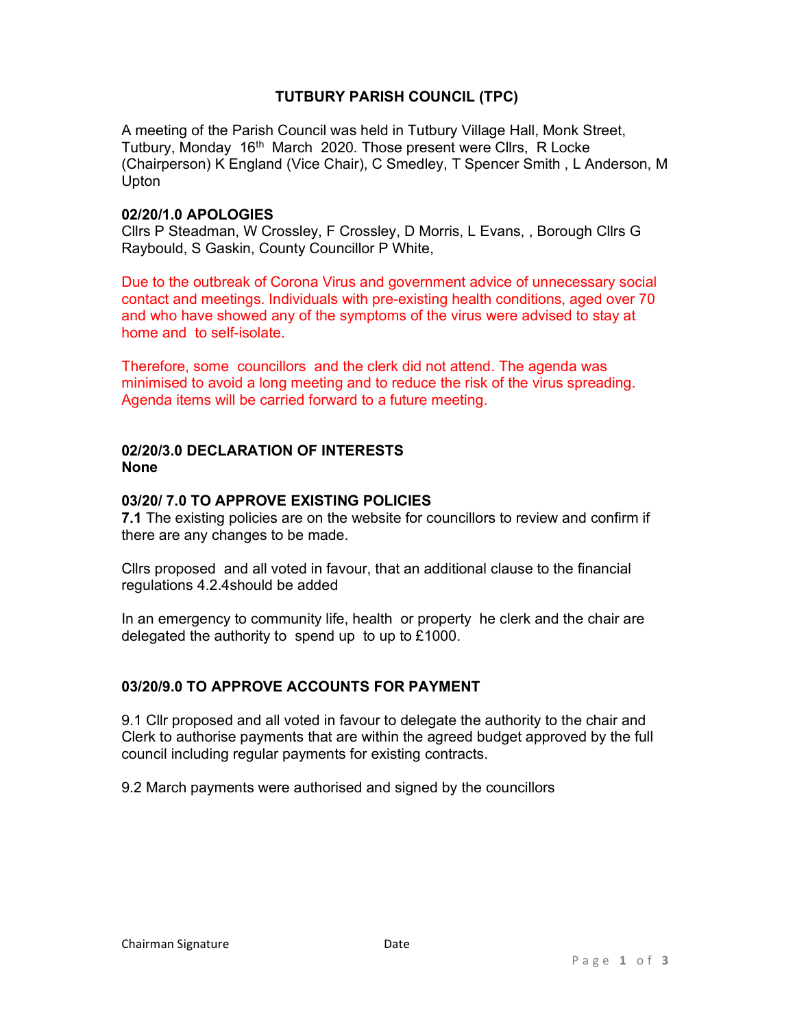# TUTBURY PARISH COUNCIL (TPC)

A meeting of the Parish Council was held in Tutbury Village Hall, Monk Street, Tutbury, Monday 16th March 2020. Those present were Cllrs, R Locke (Chairperson) K England (Vice Chair), C Smedley, T Spencer Smith , L Anderson, M Upton

**02/20/1.0 APOLOGIES**

Cllrs P Steadman, W Crossley, F Crossley, D Morris, L Evans, , Borough Cllrs G Raybould, S Gaskin, County Councillor P White,

Due to the outbreak of Corona Virus and government advice of unnecessary social contact and meetings. Individuals with pre-existing health conditions, aged over 70 and who have showed any of the symptoms of the virus were advised to stay at home and to self-isolate.

Therefore, some councillors and the clerk did not attend. The agenda was minimised to avoid a long meeting and to reduce the risk of the virus spreading. Agenda items will be carried forward to a future meeting.

**02/20/3.0 DECLARATION OF INTERESTS**
**None**

**03/20/ 7.0 TO APPROVE EXISTING POLICIES**

**7.1** The existing policies are on the website for councillors to review and confirm if there are any changes to be made.

Cllrs proposed and all voted in favour, that an additional clause to the financial regulations 4.2.4should be added

In an emergency to community life, health or property he clerk and the chair are delegated the authority to spend up to up to £1000.

**03/20/9.0 TO APPROVE ACCOUNTS FOR PAYMENT**

9.1 Cllr proposed and all voted in favour to delegate the authority to the chair and Clerk to authorise payments that are within the agreed budget approved by the full council including regular payments for existing contracts.

9.2 March payments were authorised and signed by the councillors

Chairman Signature Date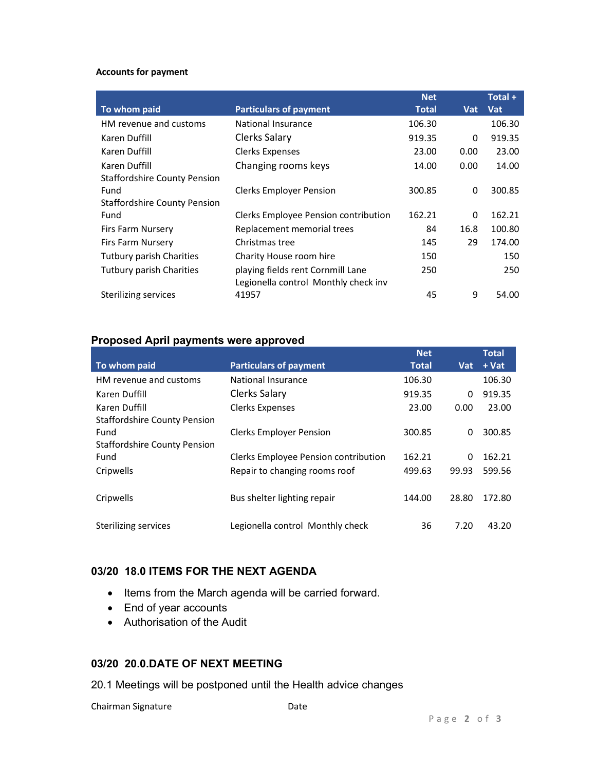**Accounts for payment**

| To whom paid | Particulars of payment | Net Total | Vat | Total + Vat |
|---|---|---|---|---|
| HM revenue and customs | National Insurance | 106.30 | | 106.30 |
| Karen Duffill | Clerks Salary | 919.35 | 0 | 919.35 |
| Karen Duffill | Clerks Expenses | 23.00 | 0.00 | 23.00 |
| Karen Duffill | Changing rooms keys | 14.00 | 0.00 | 14.00 |
| Staffordshire County Pension Fund | Clerks Employer Pension | 300.85 | 0 | 300.85 |
| Staffordshire County Pension Fund | Clerks Employee Pension contribution | 162.21 | 0 | 162.21 |
| Firs Farm Nursery | Replacement memorial trees | 84 | 16.8 | 100.80 |
| Firs Farm Nursery | Christmas tree | 145 | 29 | 174.00 |
| Tutbury parish Charities | Charity House room hire | 150 | | 150 |
| Tutbury parish Charities | playing fields rent Cornmill Lane | 250 | | 250 |
| Sterilizing services | Legionella control Monthly check inv 41957 | 45 | 9 | 54.00 |

**Proposed April payments were approved**

| To whom paid | Particulars of payment | Net Total | Vat | Total + Vat |
|---|---|---|---|---|
| HM revenue and customs | National Insurance | 106.30 | | 106.30 |
| Karen Duffill | Clerks Salary | 919.35 | 0 | 919.35 |
| Karen Duffill | Clerks Expenses | 23.00 | 0.00 | 23.00 |
| Staffordshire County Pension Fund | Clerks Employer Pension | 300.85 | 0 | 300.85 |
| Staffordshire County Pension Fund | Clerks Employee Pension contribution | 162.21 | 0 | 162.21 |
| Cripwells | Repair to changing rooms roof | 499.63 | 99.93 | 599.56 |
| Cripwells | Bus shelter lighting repair | 144.00 | 28.80 | 172.80 |
| Sterilizing services | Legionella control Monthly check | 36 | 7.20 | 43.20 |

## 03/20 18.0 ITEMS FOR THE NEXT AGENDA

- Items from the March agenda will be carried forward.
- End of year accounts
- Authorisation of the Audit

## 03/20 20.0.DATE OF NEXT MEETING

20.1 Meetings will be postponed until the Health advice changes

Chairman Signature Date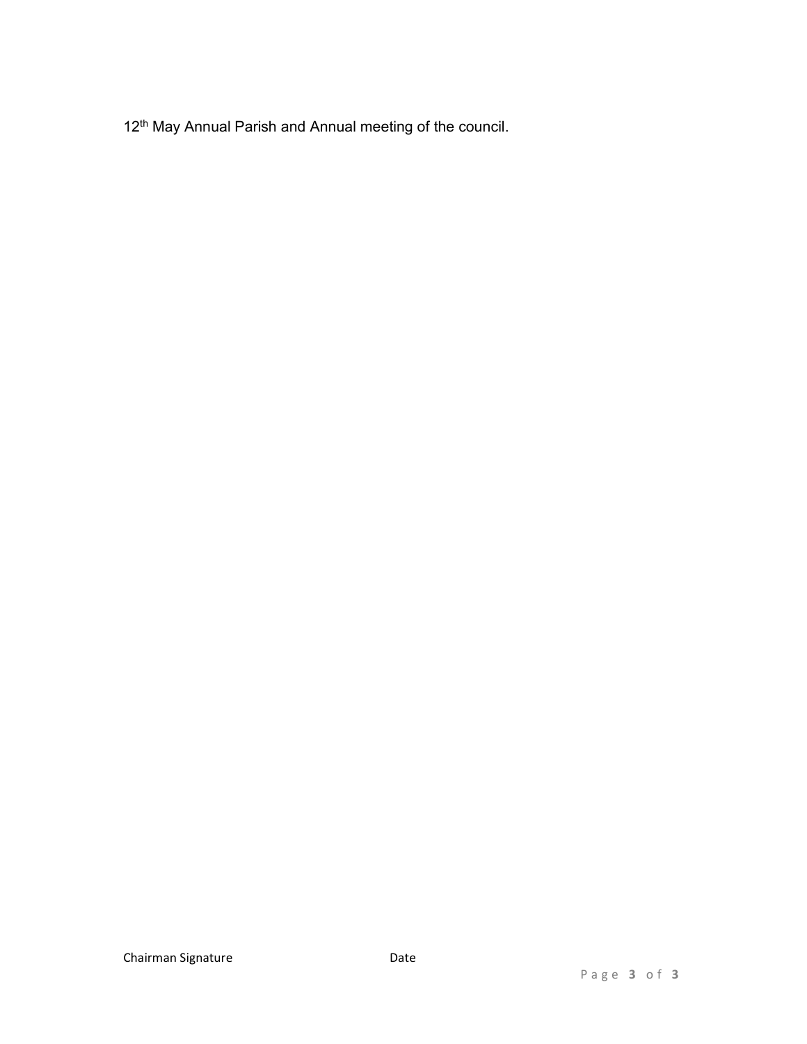12th May Annual Parish and Annual meeting of the council.

Chairman Signature Date